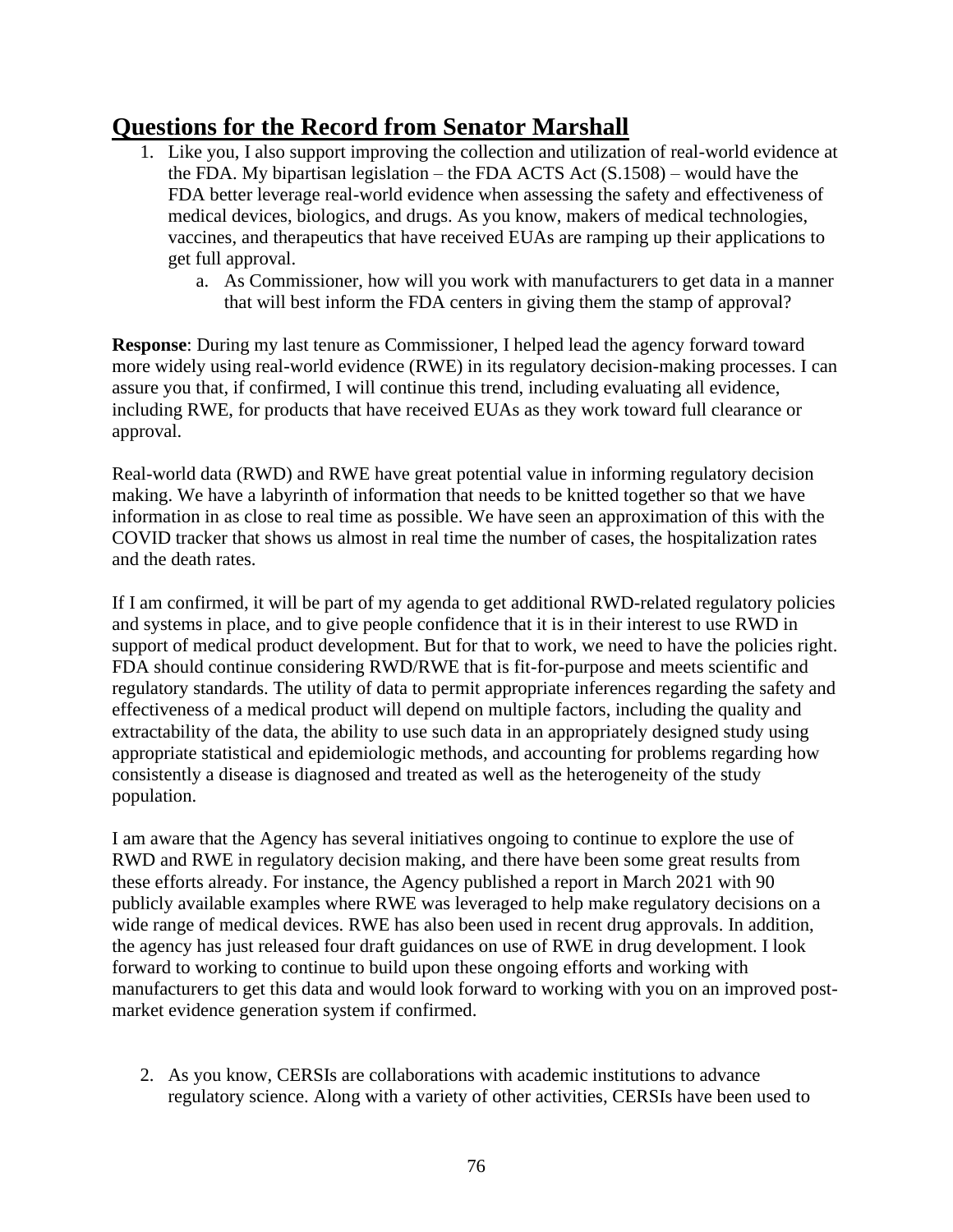## Questions for the Record from Senator Marshall

1. Like you, I also support improving the collection and utilization of real-world evidence at the FDA. My bipartisan legislation – the FDA ACTS Act (S.1508) – would have the FDA better leverage real-world evidence when assessing the safety and effectiveness of medical devices, biologics, and drugs. As you know, makers of medical technologies, vaccines, and therapeutics that have received EUAs are ramping up their applications to get full approval.
    a. As Commissioner, how will you work with manufacturers to get data in a manner that will best inform the FDA centers in giving them the stamp of approval?

**Response**: During my last tenure as Commissioner, I helped lead the agency forward toward more widely using real-world evidence (RWE) in its regulatory decision-making processes. I can assure you that, if confirmed, I will continue this trend, including evaluating all evidence, including RWE, for products that have received EUAs as they work toward full clearance or approval.

Real-world data (RWD) and RWE have great potential value in informing regulatory decision making. We have a labyrinth of information that needs to be knitted together so that we have information in as close to real time as possible. We have seen an approximation of this with the COVID tracker that shows us almost in real time the number of cases, the hospitalization rates and the death rates.

If I am confirmed, it will be part of my agenda to get additional RWD-related regulatory policies and systems in place, and to give people confidence that it is in their interest to use RWD in support of medical product development. But for that to work, we need to have the policies right. FDA should continue considering RWD/RWE that is fit-for-purpose and meets scientific and regulatory standards. The utility of data to permit appropriate inferences regarding the safety and effectiveness of a medical product will depend on multiple factors, including the quality and extractability of the data, the ability to use such data in an appropriately designed study using appropriate statistical and epidemiologic methods, and accounting for problems regarding how consistently a disease is diagnosed and treated as well as the heterogeneity of the study population.

I am aware that the Agency has several initiatives ongoing to continue to explore the use of RWD and RWE in regulatory decision making, and there have been some great results from these efforts already. For instance, the Agency published a report in March 2021 with 90 publicly available examples where RWE was leveraged to help make regulatory decisions on a wide range of medical devices. RWE has also been used in recent drug approvals. In addition, the agency has just released four draft guidances on use of RWE in drug development. I look forward to working to continue to build upon these ongoing efforts and working with manufacturers to get this data and would look forward to working with you on an improved post-market evidence generation system if confirmed.

2. As you know, CERSIs are collaborations with academic institutions to advance regulatory science. Along with a variety of other activities, CERSIs have been used to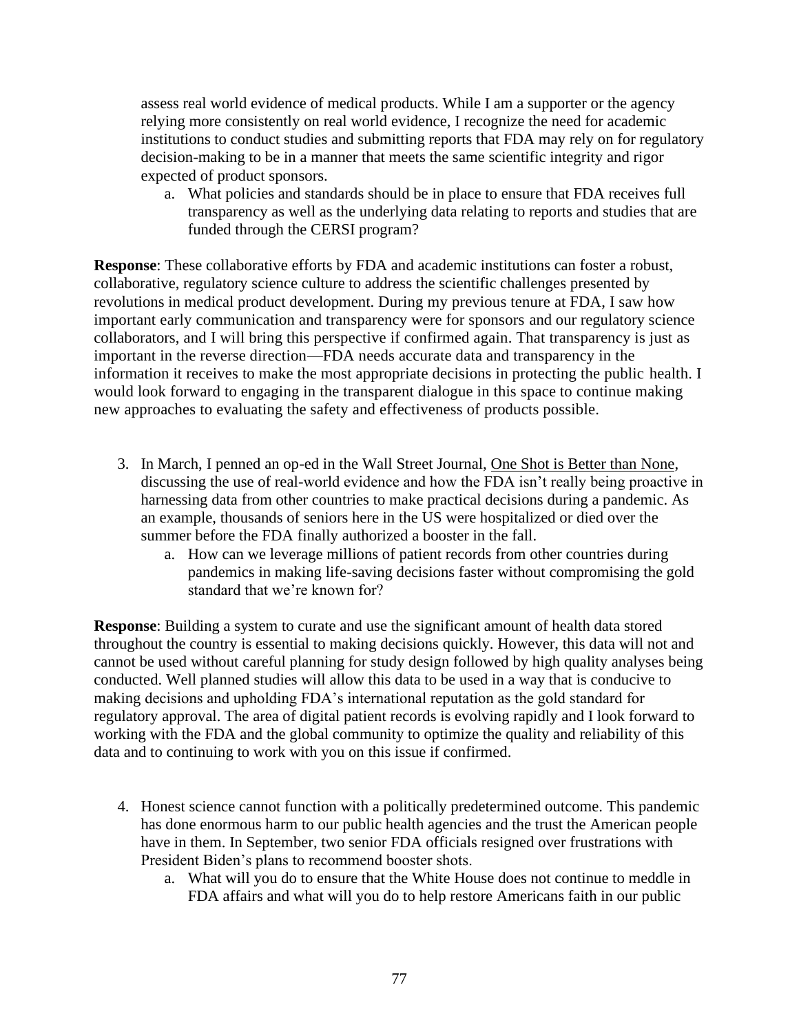assess real world evidence of medical products. While I am a supporter or the agency relying more consistently on real world evidence, I recognize the need for academic institutions to conduct studies and submitting reports that FDA may rely on for regulatory decision-making to be in a manner that meets the same scientific integrity and rigor expected of product sponsors.

  a. What policies and standards should be in place to ensure that FDA receives full transparency as well as the underlying data relating to reports and studies that are funded through the CERSI program?

**Response**: These collaborative efforts by FDA and academic institutions can foster a robust, collaborative, regulatory science culture to address the scientific challenges presented by revolutions in medical product development. During my previous tenure at FDA, I saw how important early communication and transparency were for sponsors and our regulatory science collaborators, and I will bring this perspective if confirmed again. That transparency is just as important in the reverse direction—FDA needs accurate data and transparency in the information it receives to make the most appropriate decisions in protecting the public health. I would look forward to engaging in the transparent dialogue in this space to continue making new approaches to evaluating the safety and effectiveness of products possible.

3. In March, I penned an op-ed in the Wall Street Journal, One Shot is Better than None, discussing the use of real-world evidence and how the FDA isn't really being proactive in harnessing data from other countries to make practical decisions during a pandemic. As an example, thousands of seniors here in the US were hospitalized or died over the summer before the FDA finally authorized a booster in the fall.
   a. How can we leverage millions of patient records from other countries during pandemics in making life-saving decisions faster without compromising the gold standard that we're known for?

**Response**: Building a system to curate and use the significant amount of health data stored throughout the country is essential to making decisions quickly. However, this data will not and cannot be used without careful planning for study design followed by high quality analyses being conducted. Well planned studies will allow this data to be used in a way that is conducive to making decisions and upholding FDA's international reputation as the gold standard for regulatory approval. The area of digital patient records is evolving rapidly and I look forward to working with the FDA and the global community to optimize the quality and reliability of this data and to continuing to work with you on this issue if confirmed.

4. Honest science cannot function with a politically predetermined outcome. This pandemic has done enormous harm to our public health agencies and the trust the American people have in them. In September, two senior FDA officials resigned over frustrations with President Biden's plans to recommend booster shots.
   a. What will you do to ensure that the White House does not continue to meddle in FDA affairs and what will you do to help restore Americans faith in our public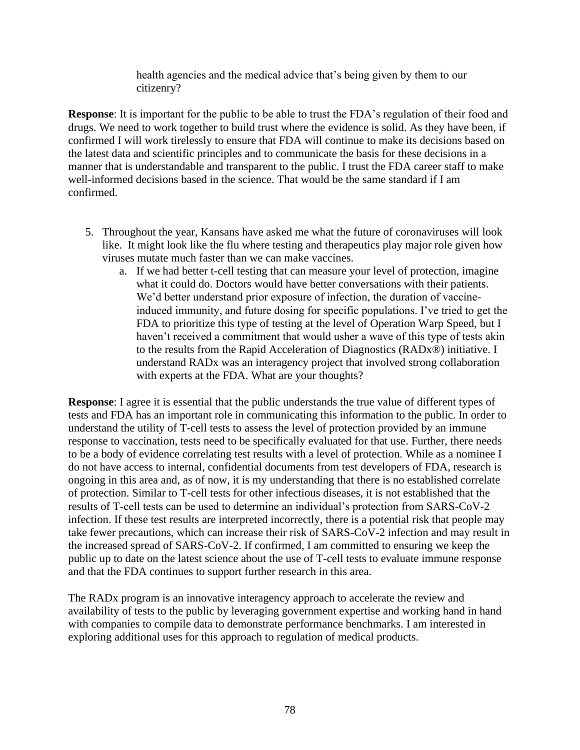health agencies and the medical advice that's being given by them to our citizenry?

**Response**: It is important for the public to be able to trust the FDA's regulation of their food and drugs. We need to work together to build trust where the evidence is solid. As they have been, if confirmed I will work tirelessly to ensure that FDA will continue to make its decisions based on the latest data and scientific principles and to communicate the basis for these decisions in a manner that is understandable and transparent to the public. I trust the FDA career staff to make well-informed decisions based in the science. That would be the same standard if I am confirmed.

5. Throughout the year, Kansans have asked me what the future of coronaviruses will look like. It might look like the flu where testing and therapeutics play major role given how viruses mutate much faster than we can make vaccines.
   a. If we had better t-cell testing that can measure your level of protection, imagine what it could do. Doctors would have better conversations with their patients. We'd better understand prior exposure of infection, the duration of vaccine-induced immunity, and future dosing for specific populations. I've tried to get the FDA to prioritize this type of testing at the level of Operation Warp Speed, but I haven't received a commitment that would usher a wave of this type of tests akin to the results from the Rapid Acceleration of Diagnostics (RADx®) initiative. I understand RADx was an interagency project that involved strong collaboration with experts at the FDA. What are your thoughts?

**Response**: I agree it is essential that the public understands the true value of different types of tests and FDA has an important role in communicating this information to the public. In order to understand the utility of T-cell tests to assess the level of protection provided by an immune response to vaccination, tests need to be specifically evaluated for that use. Further, there needs to be a body of evidence correlating test results with a level of protection. While as a nominee I do not have access to internal, confidential documents from test developers of FDA, research is ongoing in this area and, as of now, it is my understanding that there is no established correlate of protection. Similar to T-cell tests for other infectious diseases, it is not established that the results of T-cell tests can be used to determine an individual's protection from SARS-CoV-2 infection. If these test results are interpreted incorrectly, there is a potential risk that people may take fewer precautions, which can increase their risk of SARS-CoV-2 infection and may result in the increased spread of SARS-CoV-2. If confirmed, I am committed to ensuring we keep the public up to date on the latest science about the use of T-cell tests to evaluate immune response and that the FDA continues to support further research in this area.

The RADx program is an innovative interagency approach to accelerate the review and availability of tests to the public by leveraging government expertise and working hand in hand with companies to compile data to demonstrate performance benchmarks. I am interested in exploring additional uses for this approach to regulation of medical products.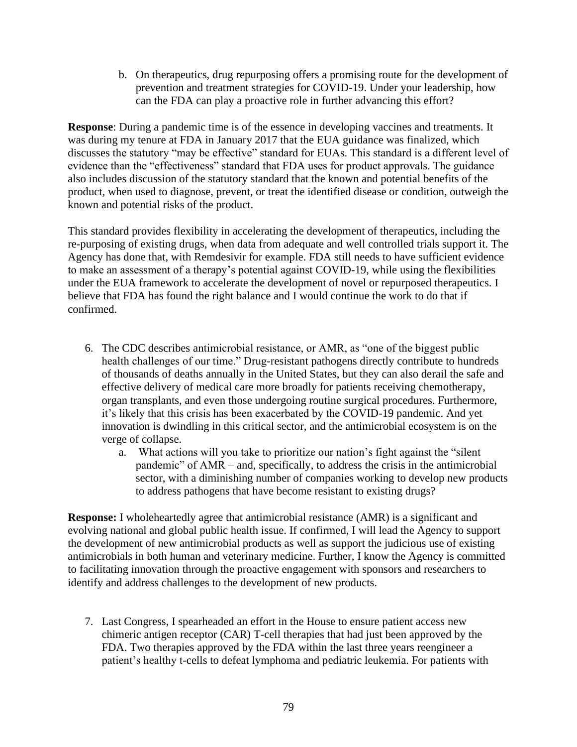b. On therapeutics, drug repurposing offers a promising route for the development of prevention and treatment strategies for COVID-19. Under your leadership, how can the FDA can play a proactive role in further advancing this effort?

**Response**: During a pandemic time is of the essence in developing vaccines and treatments. It was during my tenure at FDA in January 2017 that the EUA guidance was finalized, which discusses the statutory "may be effective" standard for EUAs. This standard is a different level of evidence than the "effectiveness" standard that FDA uses for product approvals. The guidance also includes discussion of the statutory standard that the known and potential benefits of the product, when used to diagnose, prevent, or treat the identified disease or condition, outweigh the known and potential risks of the product.

This standard provides flexibility in accelerating the development of therapeutics, including the re-purposing of existing drugs, when data from adequate and well controlled trials support it. The Agency has done that, with Remdesivir for example. FDA still needs to have sufficient evidence to make an assessment of a therapy's potential against COVID-19, while using the flexibilities under the EUA framework to accelerate the development of novel or repurposed therapeutics. I believe that FDA has found the right balance and I would continue the work to do that if confirmed.

6. The CDC describes antimicrobial resistance, or AMR, as "one of the biggest public health challenges of our time." Drug-resistant pathogens directly contribute to hundreds of thousands of deaths annually in the United States, but they can also derail the safe and effective delivery of medical care more broadly for patients receiving chemotherapy, organ transplants, and even those undergoing routine surgical procedures. Furthermore, it's likely that this crisis has been exacerbated by the COVID-19 pandemic. And yet innovation is dwindling in this critical sector, and the antimicrobial ecosystem is on the verge of collapse.
    a. What actions will you take to prioritize our nation's fight against the "silent pandemic" of AMR – and, specifically, to address the crisis in the antimicrobial sector, with a diminishing number of companies working to develop new products to address pathogens that have become resistant to existing drugs?

**Response:** I wholeheartedly agree that antimicrobial resistance (AMR) is a significant and evolving national and global public health issue. If confirmed, I will lead the Agency to support the development of new antimicrobial products as well as support the judicious use of existing antimicrobials in both human and veterinary medicine. Further, I know the Agency is committed to facilitating innovation through the proactive engagement with sponsors and researchers to identify and address challenges to the development of new products.

7. Last Congress, I spearheaded an effort in the House to ensure patient access new chimeric antigen receptor (CAR) T-cell therapies that had just been approved by the FDA. Two therapies approved by the FDA within the last three years reengineer a patient's healthy t-cells to defeat lymphoma and pediatric leukemia. For patients with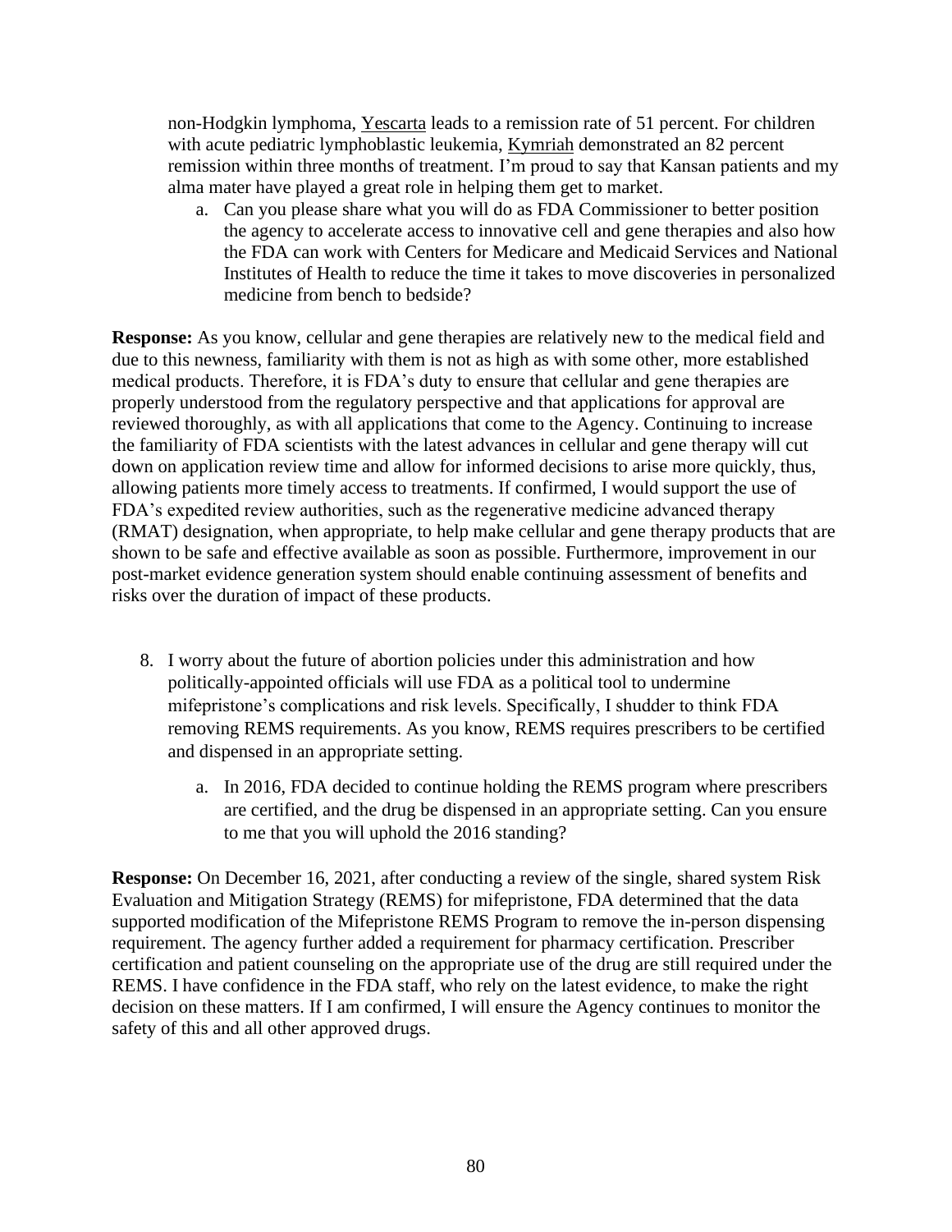non-Hodgkin lymphoma, Yescarta leads to a remission rate of 51 percent. For children with acute pediatric lymphoblastic leukemia, Kymriah demonstrated an 82 percent remission within three months of treatment. I'm proud to say that Kansan patients and my alma mater have played a great role in helping them get to market.

a. Can you please share what you will do as FDA Commissioner to better position the agency to accelerate access to innovative cell and gene therapies and also how the FDA can work with Centers for Medicare and Medicaid Services and National Institutes of Health to reduce the time it takes to move discoveries in personalized medicine from bench to bedside?

**Response:** As you know, cellular and gene therapies are relatively new to the medical field and due to this newness, familiarity with them is not as high as with some other, more established medical products. Therefore, it is FDA's duty to ensure that cellular and gene therapies are properly understood from the regulatory perspective and that applications for approval are reviewed thoroughly, as with all applications that come to the Agency. Continuing to increase the familiarity of FDA scientists with the latest advances in cellular and gene therapy will cut down on application review time and allow for informed decisions to arise more quickly, thus, allowing patients more timely access to treatments. If confirmed, I would support the use of FDA's expedited review authorities, such as the regenerative medicine advanced therapy (RMAT) designation, when appropriate, to help make cellular and gene therapy products that are shown to be safe and effective available as soon as possible. Furthermore, improvement in our post-market evidence generation system should enable continuing assessment of benefits and risks over the duration of impact of these products.

8. I worry about the future of abortion policies under this administration and how politically-appointed officials will use FDA as a political tool to undermine mifepristone's complications and risk levels. Specifically, I shudder to think FDA removing REMS requirements. As you know, REMS requires prescribers to be certified and dispensed in an appropriate setting.

    a. In 2016, FDA decided to continue holding the REMS program where prescribers are certified, and the drug be dispensed in an appropriate setting. Can you ensure to me that you will uphold the 2016 standing?

**Response:** On December 16, 2021, after conducting a review of the single, shared system Risk Evaluation and Mitigation Strategy (REMS) for mifepristone, FDA determined that the data supported modification of the Mifepristone REMS Program to remove the in-person dispensing requirement. The agency further added a requirement for pharmacy certification. Prescriber certification and patient counseling on the appropriate use of the drug are still required under the REMS. I have confidence in the FDA staff, who rely on the latest evidence, to make the right decision on these matters. If I am confirmed, I will ensure the Agency continues to monitor the safety of this and all other approved drugs.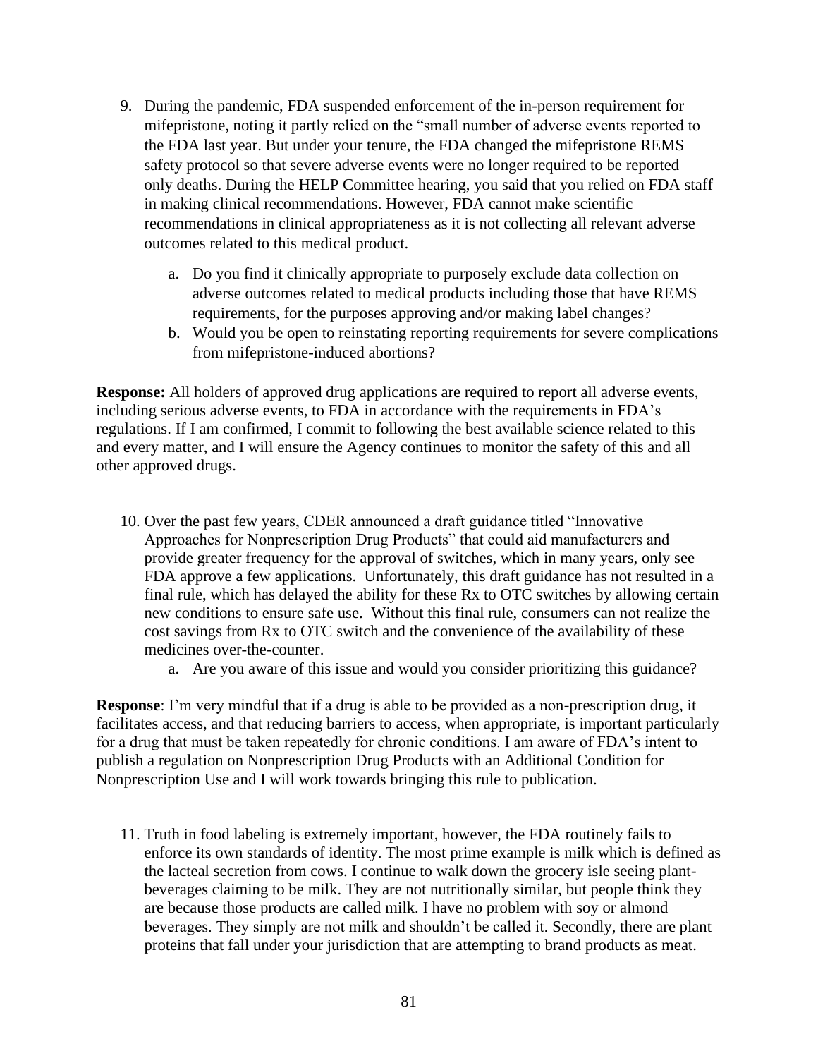9. During the pandemic, FDA suspended enforcement of the in-person requirement for mifepristone, noting it partly relied on the "small number of adverse events reported to the FDA last year. But under your tenure, the FDA changed the mifepristone REMS safety protocol so that severe adverse events were no longer required to be reported – only deaths. During the HELP Committee hearing, you said that you relied on FDA staff in making clinical recommendations. However, FDA cannot make scientific recommendations in clinical appropriateness as it is not collecting all relevant adverse outcomes related to this medical product.

    a. Do you find it clinically appropriate to purposely exclude data collection on adverse outcomes related to medical products including those that have REMS requirements, for the purposes approving and/or making label changes?
    b. Would you be open to reinstating reporting requirements for severe complications from mifepristone-induced abortions?

**Response:** All holders of approved drug applications are required to report all adverse events, including serious adverse events, to FDA in accordance with the requirements in FDA's regulations. If I am confirmed, I commit to following the best available science related to this and every matter, and I will ensure the Agency continues to monitor the safety of this and all other approved drugs.

10. Over the past few years, CDER announced a draft guidance titled "Innovative Approaches for Nonprescription Drug Products" that could aid manufacturers and provide greater frequency for the approval of switches, which in many years, only see FDA approve a few applications. Unfortunately, this draft guidance has not resulted in a final rule, which has delayed the ability for these Rx to OTC switches by allowing certain new conditions to ensure safe use. Without this final rule, consumers can not realize the cost savings from Rx to OTC switch and the convenience of the availability of these medicines over-the-counter.

    a. Are you aware of this issue and would you consider prioritizing this guidance?

**Response**: I'm very mindful that if a drug is able to be provided as a non-prescription drug, it facilitates access, and that reducing barriers to access, when appropriate, is important particularly for a drug that must be taken repeatedly for chronic conditions. I am aware of FDA's intent to publish a regulation on Nonprescription Drug Products with an Additional Condition for Nonprescription Use and I will work towards bringing this rule to publication.

11. Truth in food labeling is extremely important, however, the FDA routinely fails to enforce its own standards of identity. The most prime example is milk which is defined as the lacteal secretion from cows. I continue to walk down the grocery isle seeing plant-beverages claiming to be milk. They are not nutritionally similar, but people think they are because those products are called milk. I have no problem with soy or almond beverages. They simply are not milk and shouldn't be called it. Secondly, there are plant proteins that fall under your jurisdiction that are attempting to brand products as meat.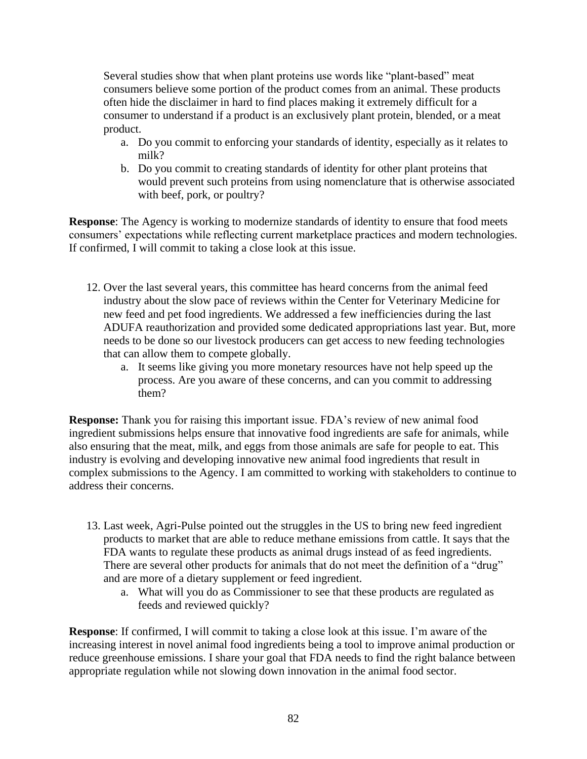Several studies show that when plant proteins use words like "plant-based" meat consumers believe some portion of the product comes from an animal. These products often hide the disclaimer in hard to find places making it extremely difficult for a consumer to understand if a product is an exclusively plant protein, blended, or a meat product.

a. Do you commit to enforcing your standards of identity, especially as it relates to milk?
b. Do you commit to creating standards of identity for other plant proteins that would prevent such proteins from using nomenclature that is otherwise associated with beef, pork, or poultry?

**Response**: The Agency is working to modernize standards of identity to ensure that food meets consumers' expectations while reflecting current marketplace practices and modern technologies. If confirmed, I will commit to taking a close look at this issue.

12. Over the last several years, this committee has heard concerns from the animal feed industry about the slow pace of reviews within the Center for Veterinary Medicine for new feed and pet food ingredients. We addressed a few inefficiencies during the last ADUFA reauthorization and provided some dedicated appropriations last year. But, more needs to be done so our livestock producers can get access to new feeding technologies that can allow them to compete globally.
    a. It seems like giving you more monetary resources have not help speed up the process. Are you aware of these concerns, and can you commit to addressing them?

**Response:** Thank you for raising this important issue. FDA's review of new animal food ingredient submissions helps ensure that innovative food ingredients are safe for animals, while also ensuring that the meat, milk, and eggs from those animals are safe for people to eat. This industry is evolving and developing innovative new animal food ingredients that result in complex submissions to the Agency. I am committed to working with stakeholders to continue to address their concerns.

13. Last week, Agri-Pulse pointed out the struggles in the US to bring new feed ingredient products to market that are able to reduce methane emissions from cattle. It says that the FDA wants to regulate these products as animal drugs instead of as feed ingredients. There are several other products for animals that do not meet the definition of a "drug" and are more of a dietary supplement or feed ingredient.
    a. What will you do as Commissioner to see that these products are regulated as feeds and reviewed quickly?

**Response**: If confirmed, I will commit to taking a close look at this issue. I'm aware of the increasing interest in novel animal food ingredients being a tool to improve animal production or reduce greenhouse emissions. I share your goal that FDA needs to find the right balance between appropriate regulation while not slowing down innovation in the animal food sector.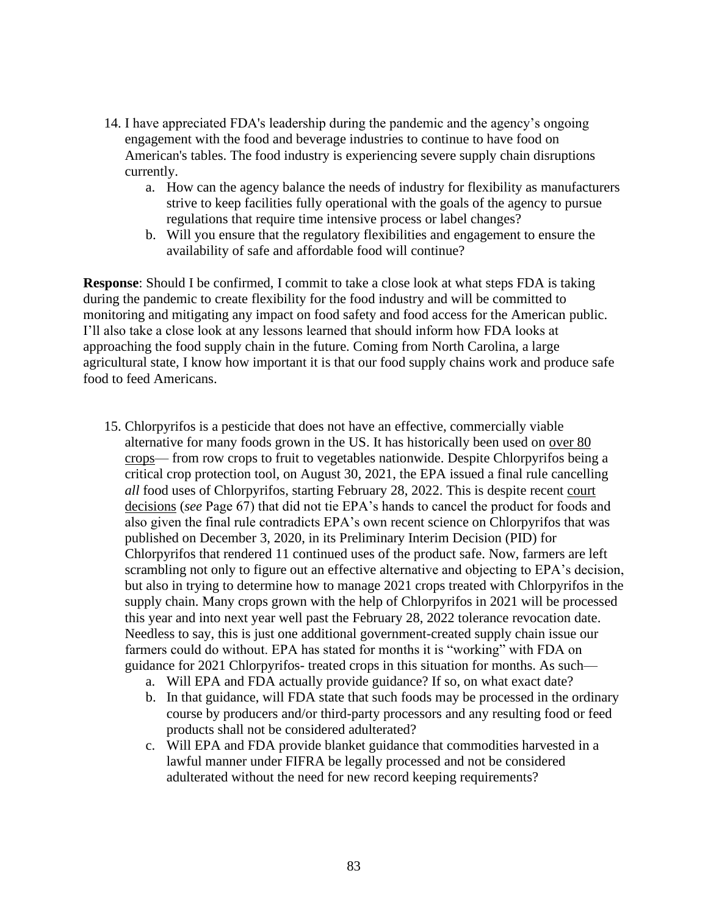14. I have appreciated FDA's leadership during the pandemic and the agency's ongoing engagement with the food and beverage industries to continue to have food on American's tables. The food industry is experiencing severe supply chain disruptions currently.
    a. How can the agency balance the needs of industry for flexibility as manufacturers strive to keep facilities fully operational with the goals of the agency to pursue regulations that require time intensive process or label changes?
    b. Will you ensure that the regulatory flexibilities and engagement to ensure the availability of safe and affordable food will continue?

**Response**: Should I be confirmed, I commit to take a close look at what steps FDA is taking during the pandemic to create flexibility for the food industry and will be committed to monitoring and mitigating any impact on food safety and food access for the American public. I'll also take a close look at any lessons learned that should inform how FDA looks at approaching the food supply chain in the future. Coming from North Carolina, a large agricultural state, I know how important it is that our food supply chains work and produce safe food to feed Americans.

15. Chlorpyrifos is a pesticide that does not have an effective, commercially viable alternative for many foods grown in the US. It has historically been used on over 80 crops— from row crops to fruit to vegetables nationwide. Despite Chlorpyrifos being a critical crop protection tool, on August 30, 2021, the EPA issued a final rule cancelling *all* food uses of Chlorpyrifos, starting February 28, 2022. This is despite recent court decisions (*see* Page 67) that did not tie EPA's hands to cancel the product for foods and also given the final rule contradicts EPA's own recent science on Chlorpyrifos that was published on December 3, 2020, in its Preliminary Interim Decision (PID) for Chlorpyrifos that rendered 11 continued uses of the product safe. Now, farmers are left scrambling not only to figure out an effective alternative and objecting to EPA's decision, but also in trying to determine how to manage 2021 crops treated with Chlorpyrifos in the supply chain. Many crops grown with the help of Chlorpyrifos in 2021 will be processed this year and into next year well past the February 28, 2022 tolerance revocation date. Needless to say, this is just one additional government-created supply chain issue our farmers could do without. EPA has stated for months it is "working" with FDA on guidance for 2021 Chlorpyrifos- treated crops in this situation for months. As such—
    a. Will EPA and FDA actually provide guidance? If so, on what exact date?
    b. In that guidance, will FDA state that such foods may be processed in the ordinary course by producers and/or third-party processors and any resulting food or feed products shall not be considered adulterated?
    c. Will EPA and FDA provide blanket guidance that commodities harvested in a lawful manner under FIFRA be legally processed and not be considered adulterated without the need for new record keeping requirements?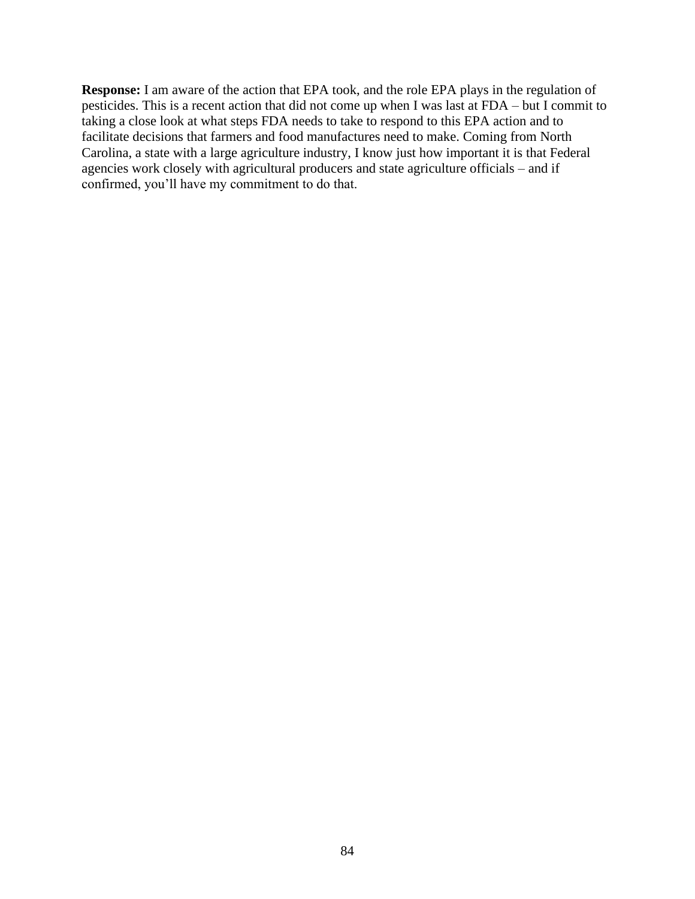**Response:** I am aware of the action that EPA took, and the role EPA plays in the regulation of pesticides. This is a recent action that did not come up when I was last at FDA – but I commit to taking a close look at what steps FDA needs to take to respond to this EPA action and to facilitate decisions that farmers and food manufactures need to make. Coming from North Carolina, a state with a large agriculture industry, I know just how important it is that Federal agencies work closely with agricultural producers and state agriculture officials – and if confirmed, you'll have my commitment to do that.